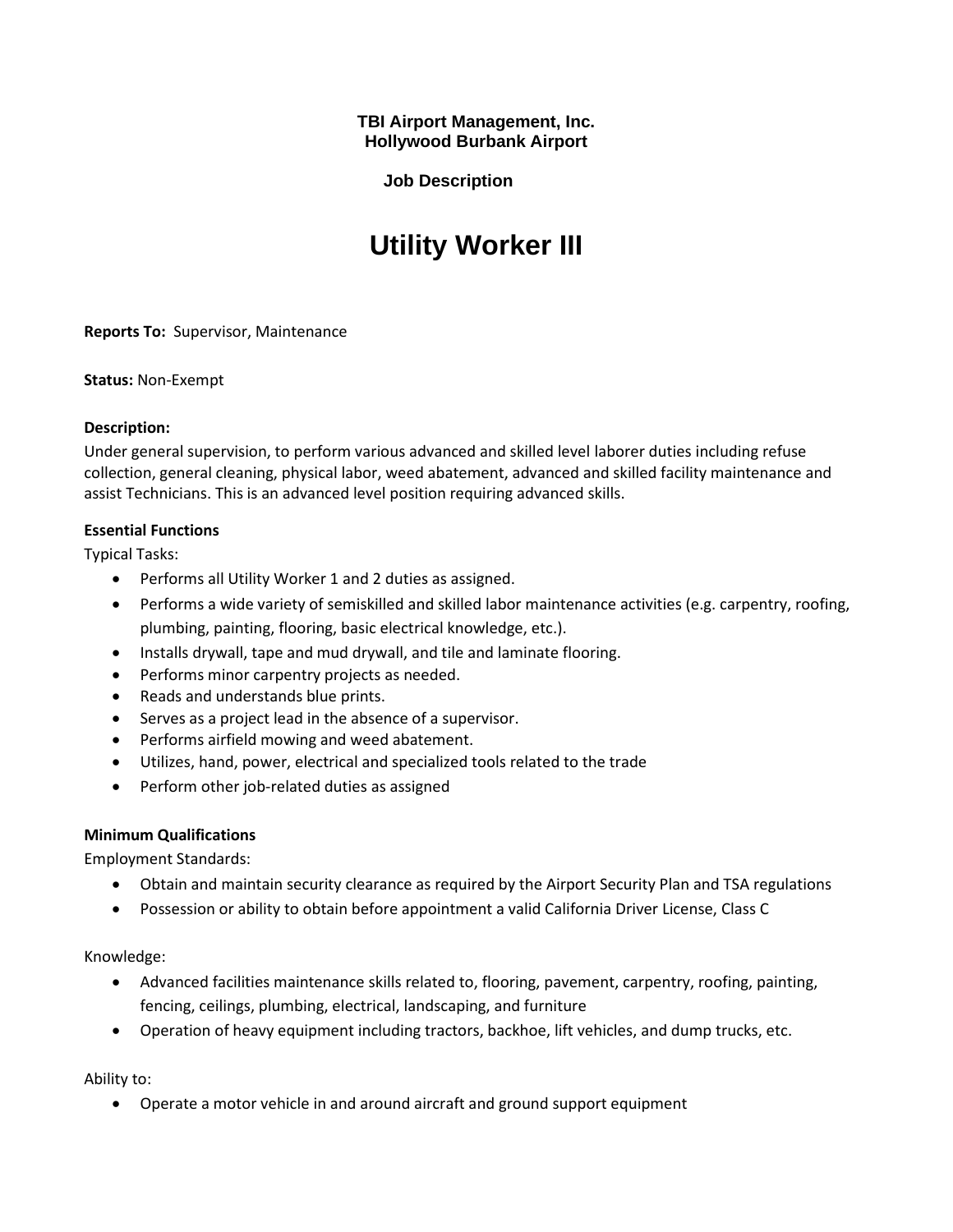**TBI Airport Management, Inc.**
**Hollywood Burbank Airport**

**Job Description**

# Utility Worker III

**Reports To:** Supervisor, Maintenance

**Status:** Non-Exempt

**Description:**
Under general supervision, to perform various advanced and skilled level laborer duties including refuse collection, general cleaning, physical labor, weed abatement, advanced and skilled facility maintenance and assist Technicians. This is an advanced level position requiring advanced skills.

**Essential Functions**
Typical Tasks:

- Performs all Utility Worker 1 and 2 duties as assigned.
- Performs a wide variety of semiskilled and skilled labor maintenance activities (e.g. carpentry, roofing, plumbing, painting, flooring, basic electrical knowledge, etc.).
- Installs drywall, tape and mud drywall, and tile and laminate flooring.
- Performs minor carpentry projects as needed.
- Reads and understands blue prints.
- Serves as a project lead in the absence of a supervisor.
- Performs airfield mowing and weed abatement.
- Utilizes, hand, power, electrical and specialized tools related to the trade
- Perform other job-related duties as assigned

**Minimum Qualifications**
Employment Standards:

- Obtain and maintain security clearance as required by the Airport Security Plan and TSA regulations
- Possession or ability to obtain before appointment a valid California Driver License, Class C

Knowledge:

- Advanced facilities maintenance skills related to, flooring, pavement, carpentry, roofing, painting, fencing, ceilings, plumbing, electrical, landscaping, and furniture
- Operation of heavy equipment including tractors, backhoe, lift vehicles, and dump trucks, etc.

Ability to:

- Operate a motor vehicle in and around aircraft and ground support equipment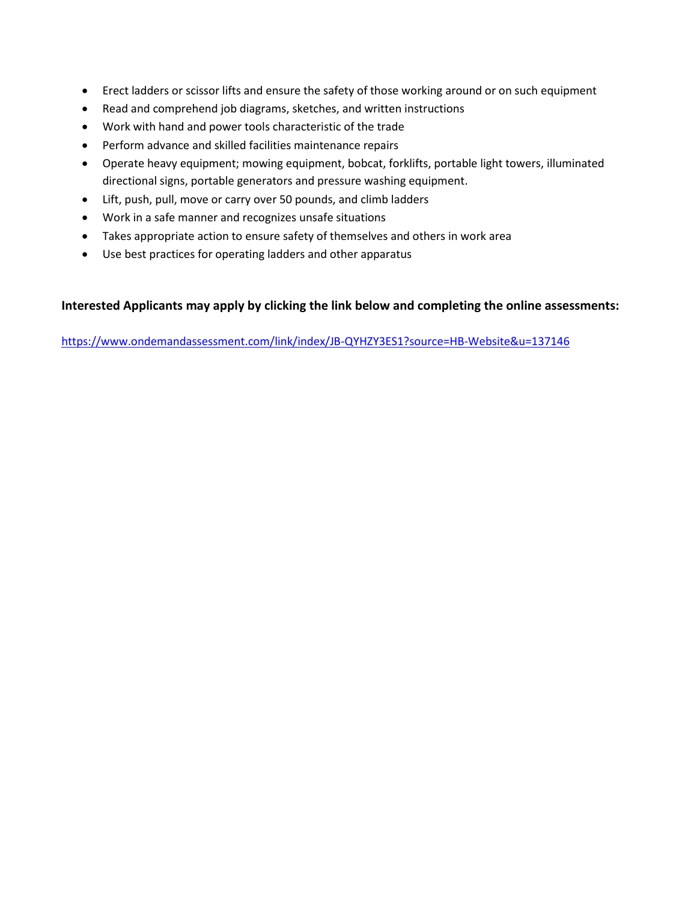- Erect ladders or scissor lifts and ensure the safety of those working around or on such equipment
- Read and comprehend job diagrams, sketches, and written instructions
- Work with hand and power tools characteristic of the trade
- Perform advance and skilled facilities maintenance repairs
- Operate heavy equipment; mowing equipment, bobcat, forklifts, portable light towers, illuminated directional signs, portable generators and pressure washing equipment.
- Lift, push, pull, move or carry over 50 pounds, and climb ladders
- Work in a safe manner and recognizes unsafe situations
- Takes appropriate action to ensure safety of themselves and others in work area
- Use best practices for operating ladders and other apparatus

**Interested Applicants may apply by clicking the link below and completing the online assessments:**

https://www.ondemandassessment.com/link/index/JB-QYHZY3ES1?source=HB-Website&u=137146